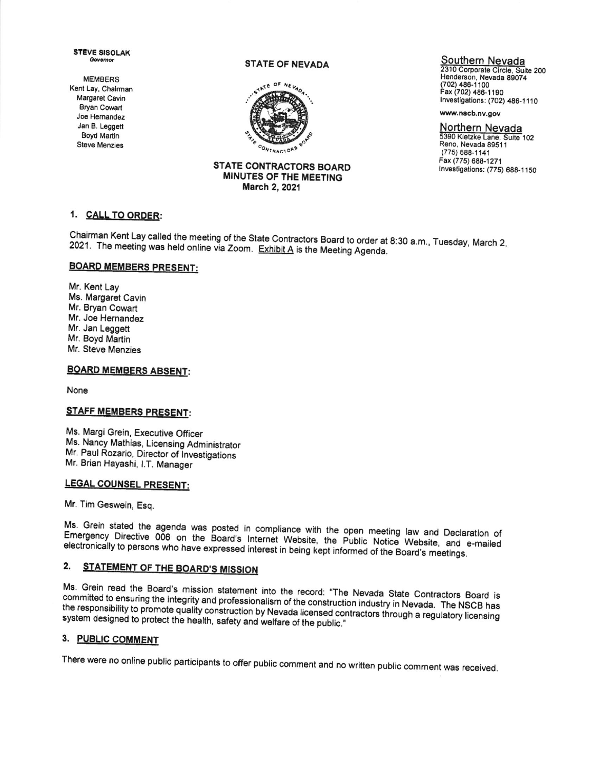**STEVE SISOLAK**
*Governor*

MEMBERS
Kent Lay, Chairman
Margaret Cavin
Bryan Cowart
Joe Hernandez
Jan B. Leggett
Boyd Martin
Steve Menzies

**STATE OF NEVADA**

**Southern Nevada**
2310 Corporate Circle, Suite 200
Henderson, Nevada 89074
(702) 486-1100
Fax (702) 486-1190
Investigations: (702) 486-1110

www.nscb.nv.gov

**Northern Nevada**
5390 Kietzke Lane, Suite 102
Reno, Nevada 89511
(775) 688-1141
Fax (775) 688-1271
Investigations: (775) 688-1150

**STATE CONTRACTORS BOARD**
**MINUTES OF THE MEETING**
**March 2, 2021**

## 1. CALL TO ORDER:

Chairman Kent Lay called the meeting of the State Contractors Board to order at 8:30 a.m., Tuesday, March 2, 2021. The meeting was held online via Zoom. Exhibit A is the Meeting Agenda.

### BOARD MEMBERS PRESENT:

Mr. Kent Lay
Ms. Margaret Cavin
Mr. Bryan Cowart
Mr. Joe Hernandez
Mr. Jan Leggett
Mr. Boyd Martin
Mr. Steve Menzies

### BOARD MEMBERS ABSENT:

None

### STAFF MEMBERS PRESENT:

Ms. Margi Grein, Executive Officer
Ms. Nancy Mathias, Licensing Administrator
Mr. Paul Rozario, Director of Investigations
Mr. Brian Hayashi, I.T. Manager

### LEGAL COUNSEL PRESENT:

Mr. Tim Geswein, Esq.

Ms. Grein stated the agenda was posted in compliance with the open meeting law and Declaration of Emergency Directive 006 on the Board's Internet Website, the Public Notice Website, and e-mailed electronically to persons who have expressed interest in being kept informed of the Board's meetings.

## 2. STATEMENT OF THE BOARD'S MISSION

Ms. Grein read the Board's mission statement into the record: "The Nevada State Contractors Board is committed to ensuring the integrity and professionalism of the construction industry in Nevada. The NSCB has the responsibility to promote quality construction by Nevada licensed contractors through a regulatory licensing system designed to protect the health, safety and welfare of the public."

## 3. PUBLIC COMMENT

There were no online public participants to offer public comment and no written public comment was received.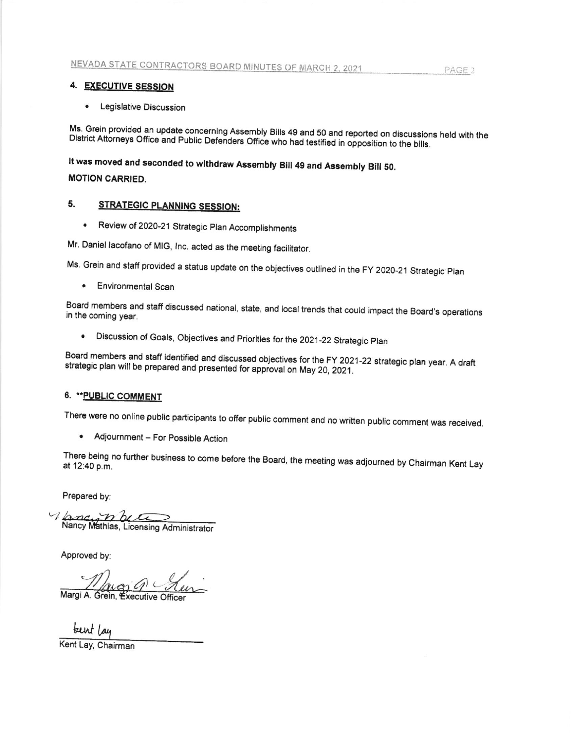## 4. EXECUTIVE SESSION

- Legislative Discussion

Ms. Grein provided an update concerning Assembly Bills 49 and 50 and reported on discussions held with the District Attorneys Office and Public Defenders Office who had testified in opposition to the bills.

**It was moved and seconded to withdraw Assembly Bill 49 and Assembly Bill 50.**

**MOTION CARRIED.**

## 5. STRATEGIC PLANNING SESSION:

- Review of 2020-21 Strategic Plan Accomplishments

Mr. Daniel Iacofano of MIG, Inc. acted as the meeting facilitator.

Ms. Grein and staff provided a status update on the objectives outlined in the FY 2020-21 Strategic Plan

- Environmental Scan

Board members and staff discussed national, state, and local trends that could impact the Board's operations in the coming year.

- Discussion of Goals, Objectives and Priorities for the 2021-22 Strategic Plan

Board members and staff identified and discussed objectives for the FY 2021-22 strategic plan year. A draft strategic plan will be prepared and presented for approval on May 20, 2021.

## 6. **PUBLIC COMMENT

There were no online public participants to offer public comment and no written public comment was received.

- Adjournment – For Possible Action

There being no further business to come before the Board, the meeting was adjourned by Chairman Kent Lay at 12:40 p.m.

Prepared by:

Nancy Mathias, Licensing Administrator

Approved by:

Margi A. Grein, Executive Officer

Kent Lay, Chairman